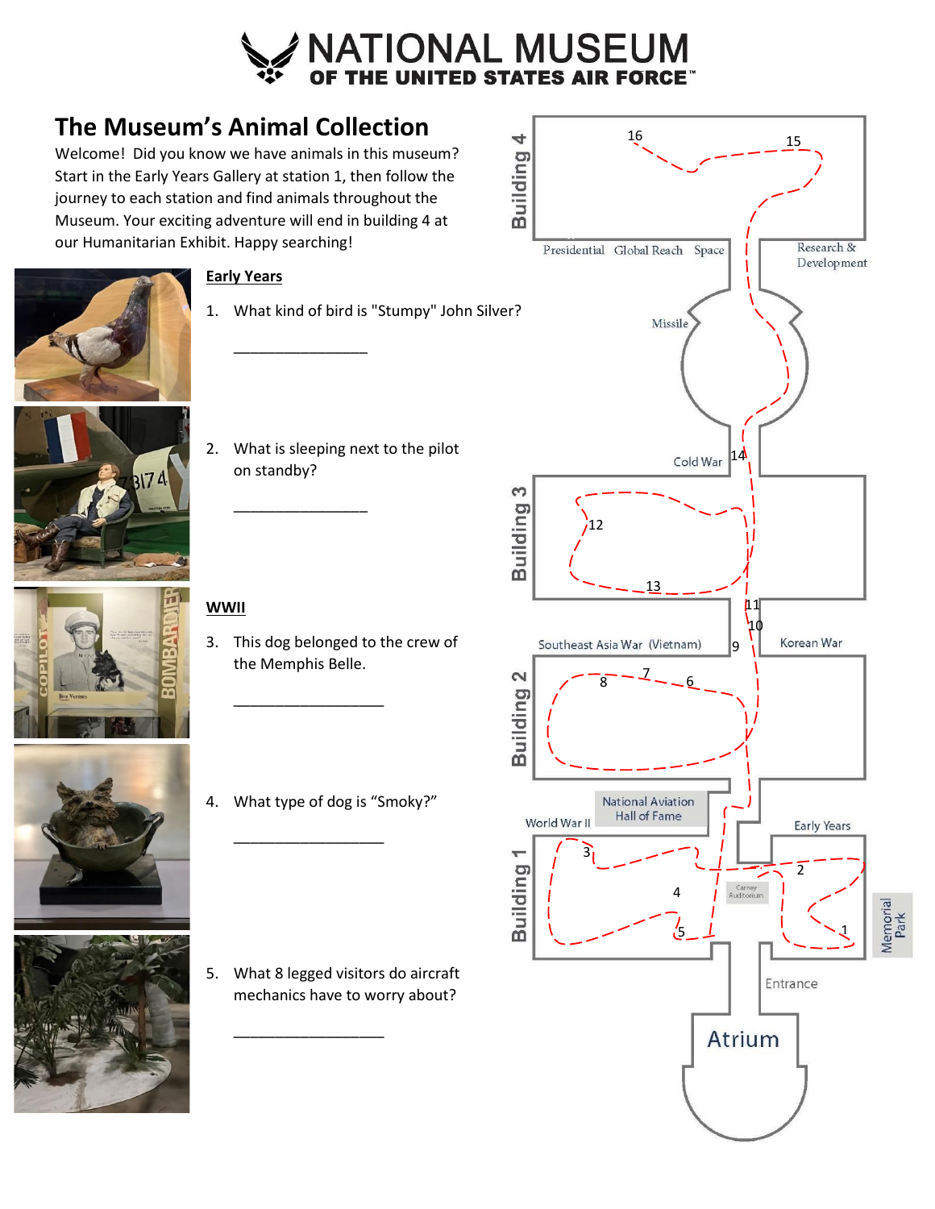# NATIONAL MUSEUM OF THE UNITED STATES AIR FORCE

## The Museum's Animal Collection

Welcome! Did you know we have animals in this museum? Start in the Early Years Gallery at station 1, then follow the journey to each station and find animals throughout the Museum. Your exciting adventure will end in building 4 at our Humanitarian Exhibit. Happy searching!

**Early Years**

1. What kind of bird is "Stumpy" John Silver?

   ________________

2. What is sleeping next to the pilot on standby?

   ________________

**WWII**

3. This dog belonged to the crew of the Memphis Belle.

   __________________

4. What type of dog is "Smoky?"

   __________________

5. What 8 legged visitors do aircraft mechanics have to worry about?

   __________________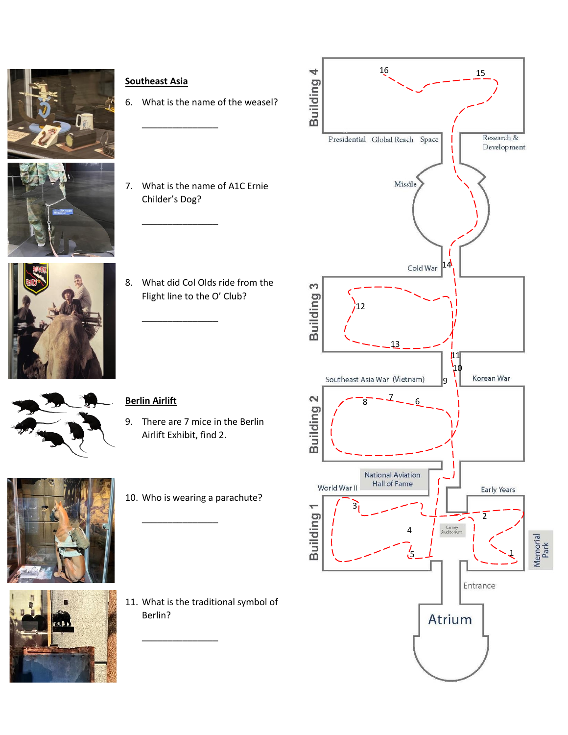## Southeast Asia

6. What is the name of the weasel?

 _______________

7. What is the name of A1C Ernie Childer's Dog?

 _______________

8. What did Col Olds ride from the Flight line to the O' Club?

 _______________

## Berlin Airlift

9. There are 7 mice in the Berlin Airlift Exhibit, find 2.

10. Who is wearing a parachute?

 _______________

11. What is the traditional symbol of Berlin?

 _______________

Building 4 — 16, 15 — Presidential, Global Reach, Space, Research & Development

Missile

Cold War — 14

Building 3 — 12, 13

11, 10

Southeast Asia War (Vietnam) — 9 — Korean War

Building 2 — 8, 7, 6

National Aviation Hall of Fame

World War II — Early Years

Building 1 — 3, 4, 5, 2, 1 — Carney Auditorium

Memorial Park

Entrance

Atrium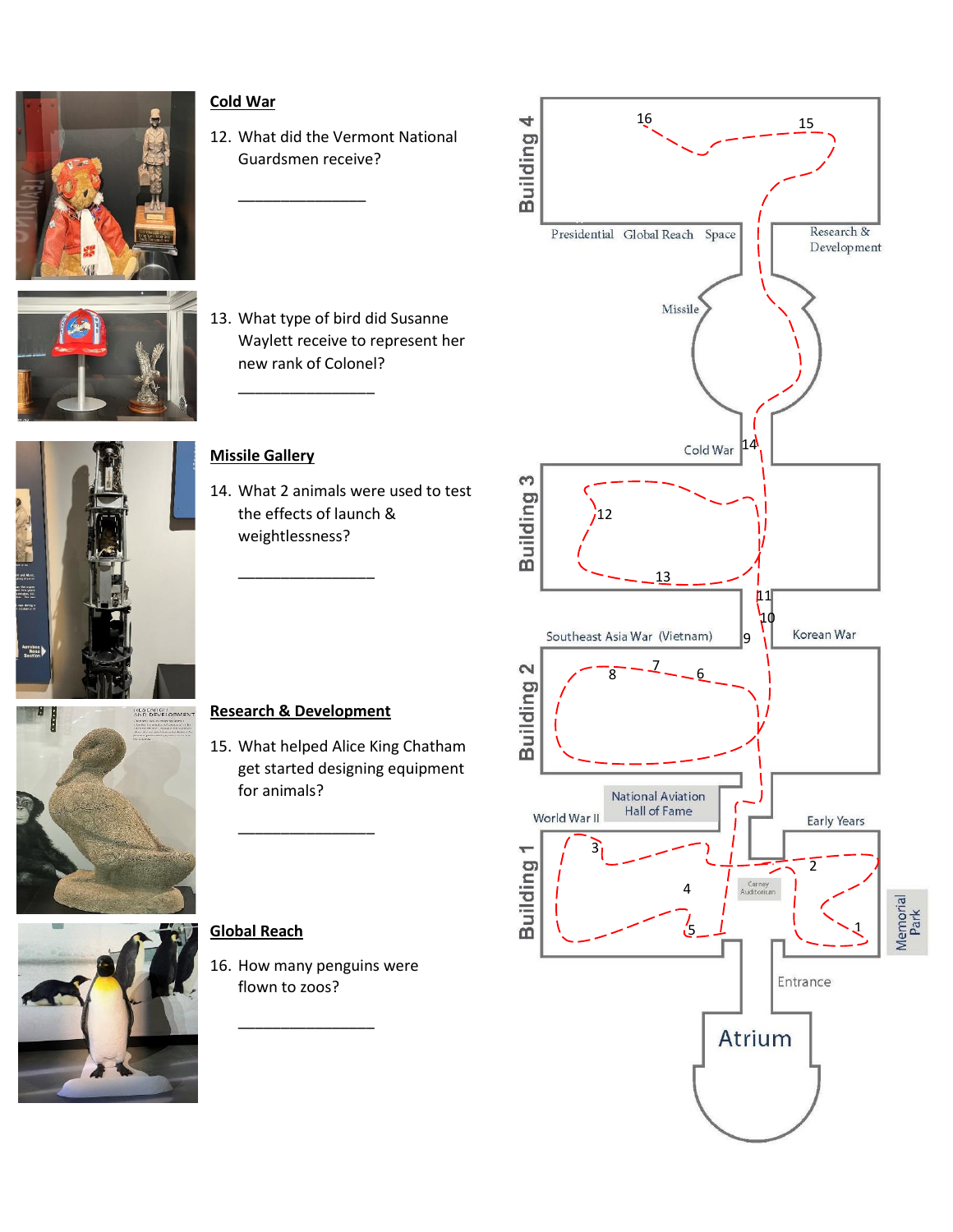## Cold War

12. What did the Vermont National Guardsmen receive?

_______________

13. What type of bird did Susanne Waylett receive to represent her new rank of Colonel?

________________

## Missile Gallery

14. What 2 animals were used to test the effects of launch & weightlessness?

________________

## Research & Development

15. What helped Alice King Chatham get started designing equipment for animals?

________________

## Global Reach

16. How many penguins were flown to zoos?

________________

Building 4 — Presidential, Global Reach, Space, Research & Development — 16, 15

Missile

Cold War — 14

Building 3 — 12, 13

Korean War — 11, 10

Southeast Asia War (Vietnam) — 9

Building 2 — 8, 7, 6

National Aviation Hall of Fame

World War II

Early Years

Building 1 — 3, 4, 5, 2, 1

Carney Auditorium

Memorial Park

Entrance

Atrium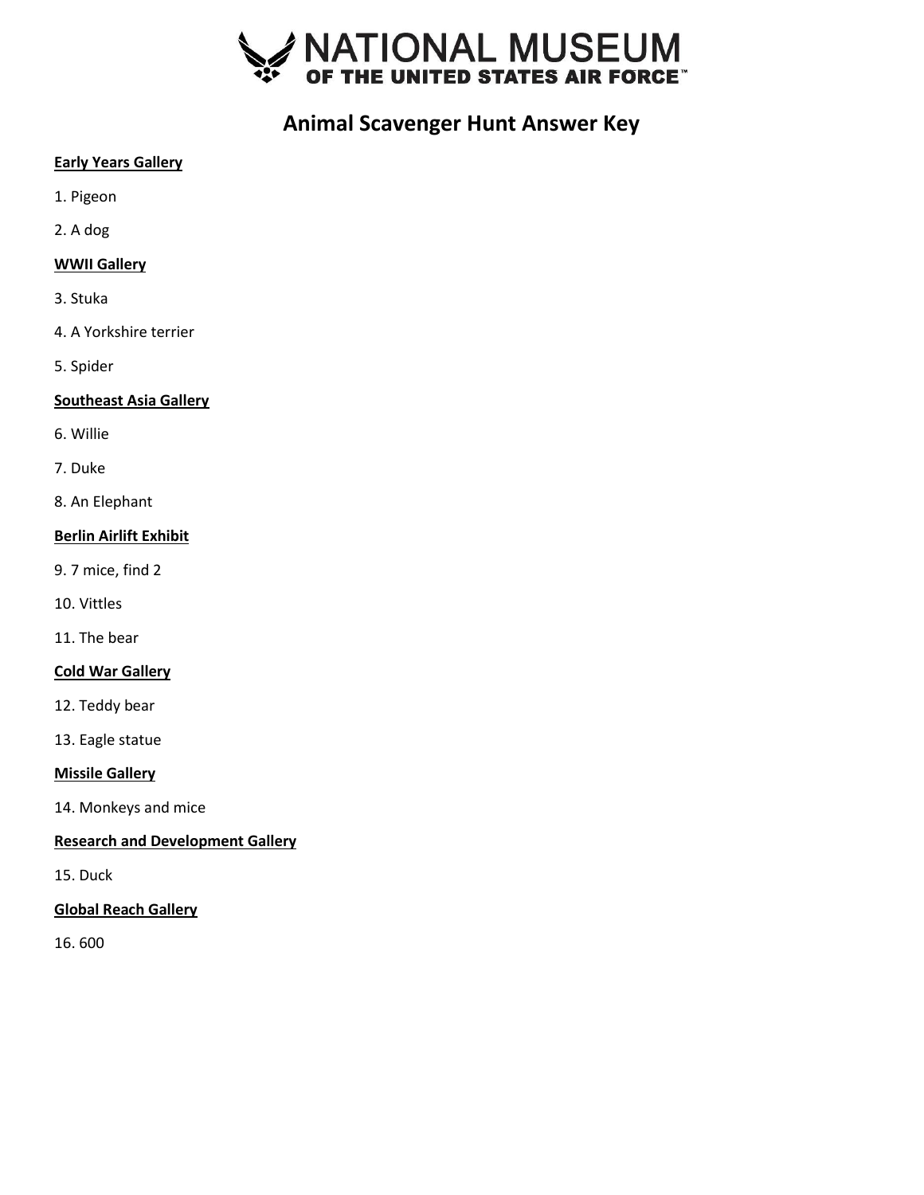NATIONAL MUSEUM
OF THE UNITED STATES AIR FORCE™

# Animal Scavenger Hunt Answer Key

**Early Years Gallery**

1. Pigeon

2. A dog

**WWII Gallery**

3. Stuka

4. A Yorkshire terrier

5. Spider

**Southeast Asia Gallery**

6. Willie

7. Duke

8. An Elephant

**Berlin Airlift Exhibit**

9. 7 mice, find 2

10. Vittles

11. The bear

**Cold War Gallery**

12. Teddy bear

13. Eagle statue

**Missile Gallery**

14. Monkeys and mice

**Research and Development Gallery**

15. Duck

**Global Reach Gallery**

16. 600